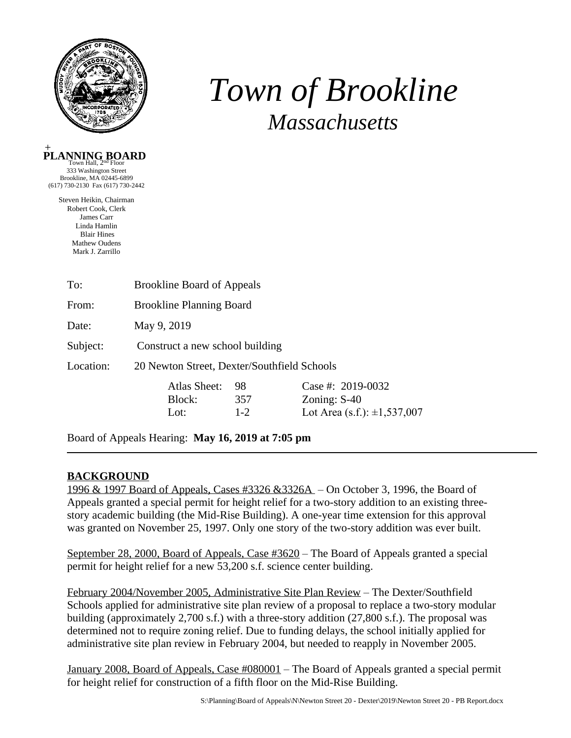# *Town of Brookline*

## *Massachusetts*

+
**PLANNING BOARD**
Town Hall, 2nd Floor
333 Washington Street
Brookline, MA 02445-6899
(617) 730-2130 Fax (617) 730-2442

Steven Heikin, Chairman
Robert Cook, Clerk
James Carr
Linda Hamlin
Blair Hines
Mathew Oudens
Mark J. Zarrillo

To: Brookline Board of Appeals

From: Brookline Planning Board

Date: May 9, 2019

Subject: Construct a new school building

Location: 20 Newton Street, Dexter/Southfield Schools

| | | |
|---|---|---|
| Atlas Sheet: | 98 | Case #: 2019-0032 |
| Block: | 357 | Zoning: S-40 |
| Lot: | 1-2 | Lot Area (s.f.): ±1,537,007 |

Board of Appeals Hearing: **May 16, 2019 at 7:05 pm**

---

## BACKGROUND

1996 & 1997 Board of Appeals, Cases #3326 &3326A – On October 3, 1996, the Board of Appeals granted a special permit for height relief for a two-story addition to an existing three-story academic building (the Mid-Rise Building). A one-year time extension for this approval was granted on November 25, 1997. Only one story of the two-story addition was ever built.

September 28, 2000, Board of Appeals, Case #3620 – The Board of Appeals granted a special permit for height relief for a new 53,200 s.f. science center building.

February 2004/November 2005, Administrative Site Plan Review – The Dexter/Southfield Schools applied for administrative site plan review of a proposal to replace a two-story modular building (approximately 2,700 s.f.) with a three-story addition (27,800 s.f.). The proposal was determined not to require zoning relief. Due to funding delays, the school initially applied for administrative site plan review in February 2004, but needed to reapply in November 2005.

January 2008, Board of Appeals, Case #080001 – The Board of Appeals granted a special permit for height relief for construction of a fifth floor on the Mid-Rise Building.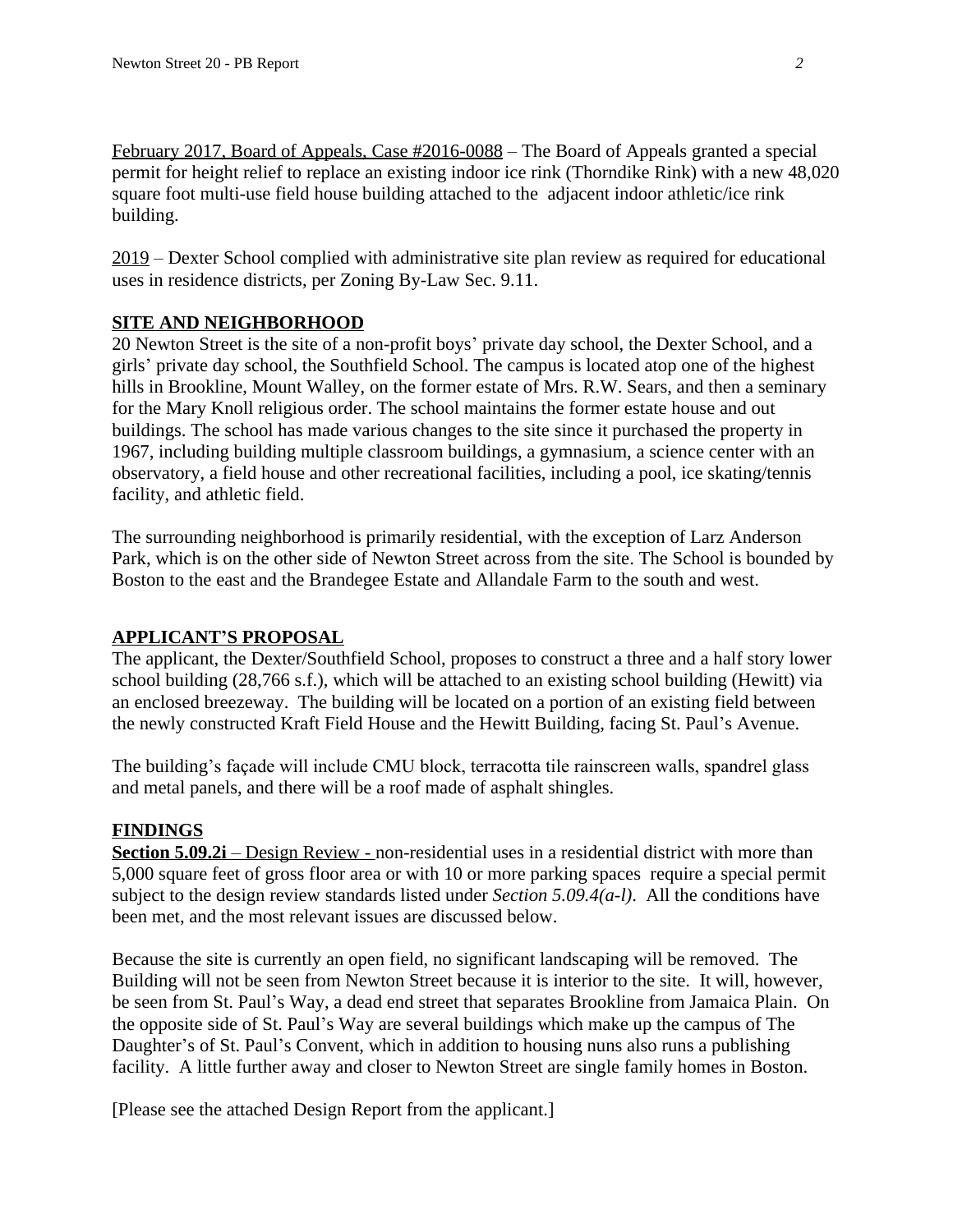February 2017, Board of Appeals, Case #2016-0088 – The Board of Appeals granted a special permit for height relief to replace an existing indoor ice rink (Thorndike Rink) with a new 48,020 square foot multi-use field house building attached to the adjacent indoor athletic/ice rink building.

2019 – Dexter School complied with administrative site plan review as required for educational uses in residence districts, per Zoning By-Law Sec. 9.11.

## SITE AND NEIGHBORHOOD

20 Newton Street is the site of a non-profit boys' private day school, the Dexter School, and a girls' private day school, the Southfield School. The campus is located atop one of the highest hills in Brookline, Mount Walley, on the former estate of Mrs. R.W. Sears, and then a seminary for the Mary Knoll religious order. The school maintains the former estate house and out buildings. The school has made various changes to the site since it purchased the property in 1967, including building multiple classroom buildings, a gymnasium, a science center with an observatory, a field house and other recreational facilities, including a pool, ice skating/tennis facility, and athletic field.

The surrounding neighborhood is primarily residential, with the exception of Larz Anderson Park, which is on the other side of Newton Street across from the site. The School is bounded by Boston to the east and the Brandegee Estate and Allandale Farm to the south and west.

## APPLICANT'S PROPOSAL

The applicant, the Dexter/Southfield School, proposes to construct a three and a half story lower school building (28,766 s.f.), which will be attached to an existing school building (Hewitt) via an enclosed breezeway. The building will be located on a portion of an existing field between the newly constructed Kraft Field House and the Hewitt Building, facing St. Paul's Avenue.

The building's façade will include CMU block, terracotta tile rainscreen walls, spandrel glass and metal panels, and there will be a roof made of asphalt shingles.

## FINDINGS

**Section 5.09.2i** – Design Review - non-residential uses in a residential district with more than 5,000 square feet of gross floor area or with 10 or more parking spaces require a special permit subject to the design review standards listed under *Section 5.09.4(a-l)*. All the conditions have been met, and the most relevant issues are discussed below.

Because the site is currently an open field, no significant landscaping will be removed. The Building will not be seen from Newton Street because it is interior to the site. It will, however, be seen from St. Paul's Way, a dead end street that separates Brookline from Jamaica Plain. On the opposite side of St. Paul's Way are several buildings which make up the campus of The Daughter's of St. Paul's Convent, which in addition to housing nuns also runs a publishing facility. A little further away and closer to Newton Street are single family homes in Boston.

[Please see the attached Design Report from the applicant.]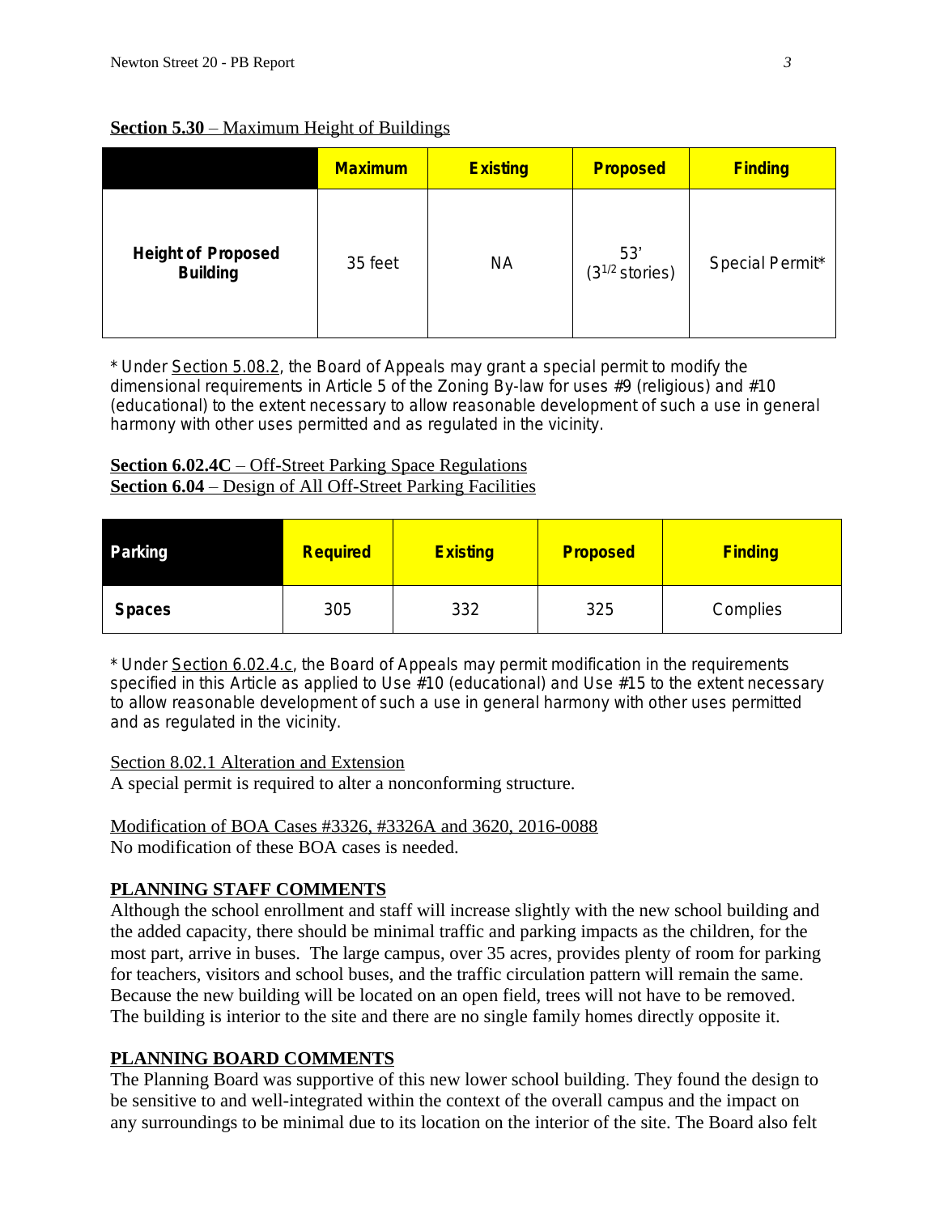**Section 5.30** – Maximum Height of Buildings

| | Maximum | Existing | Proposed | Finding |
|---|---|---|---|---|
| **Height of Proposed Building** | 35 feet | NA | 53' ($3^{1/2}$ stories) | Special Permit* |

* Under Section 5.08.2, the Board of Appeals may grant a special permit to modify the dimensional requirements in Article 5 of the Zoning By-law for uses #9 (religious) and #10 (educational) to the extent necessary to allow reasonable development of such a use in general harmony with other uses permitted and as regulated in the vicinity.

**Section 6.02.4C** – Off-Street Parking Space Regulations
**Section 6.04** – Design of All Off-Street Parking Facilities

| Parking | Required | Existing | Proposed | Finding |
|---|---|---|---|---|
| **Spaces** | 305 | 332 | 325 | Complies |

* Under Section 6.02.4.c, the Board of Appeals may permit modification in the requirements specified in this Article as applied to Use #10 (educational) and Use #15 to the extent necessary to allow reasonable development of such a use in general harmony with other uses permitted and as regulated in the vicinity.

Section 8.02.1 Alteration and Extension
A special permit is required to alter a nonconforming structure.

Modification of BOA Cases #3326, #3326A and 3620, 2016-0088
No modification of these BOA cases is needed.

## PLANNING STAFF COMMENTS

Although the school enrollment and staff will increase slightly with the new school building and the added capacity, there should be minimal traffic and parking impacts as the children, for the most part, arrive in buses. The large campus, over 35 acres, provides plenty of room for parking for teachers, visitors and school buses, and the traffic circulation pattern will remain the same. Because the new building will be located on an open field, trees will not have to be removed. The building is interior to the site and there are no single family homes directly opposite it.

## PLANNING BOARD COMMENTS

The Planning Board was supportive of this new lower school building. They found the design to be sensitive to and well-integrated within the context of the overall campus and the impact on any surroundings to be minimal due to its location on the interior of the site. The Board also felt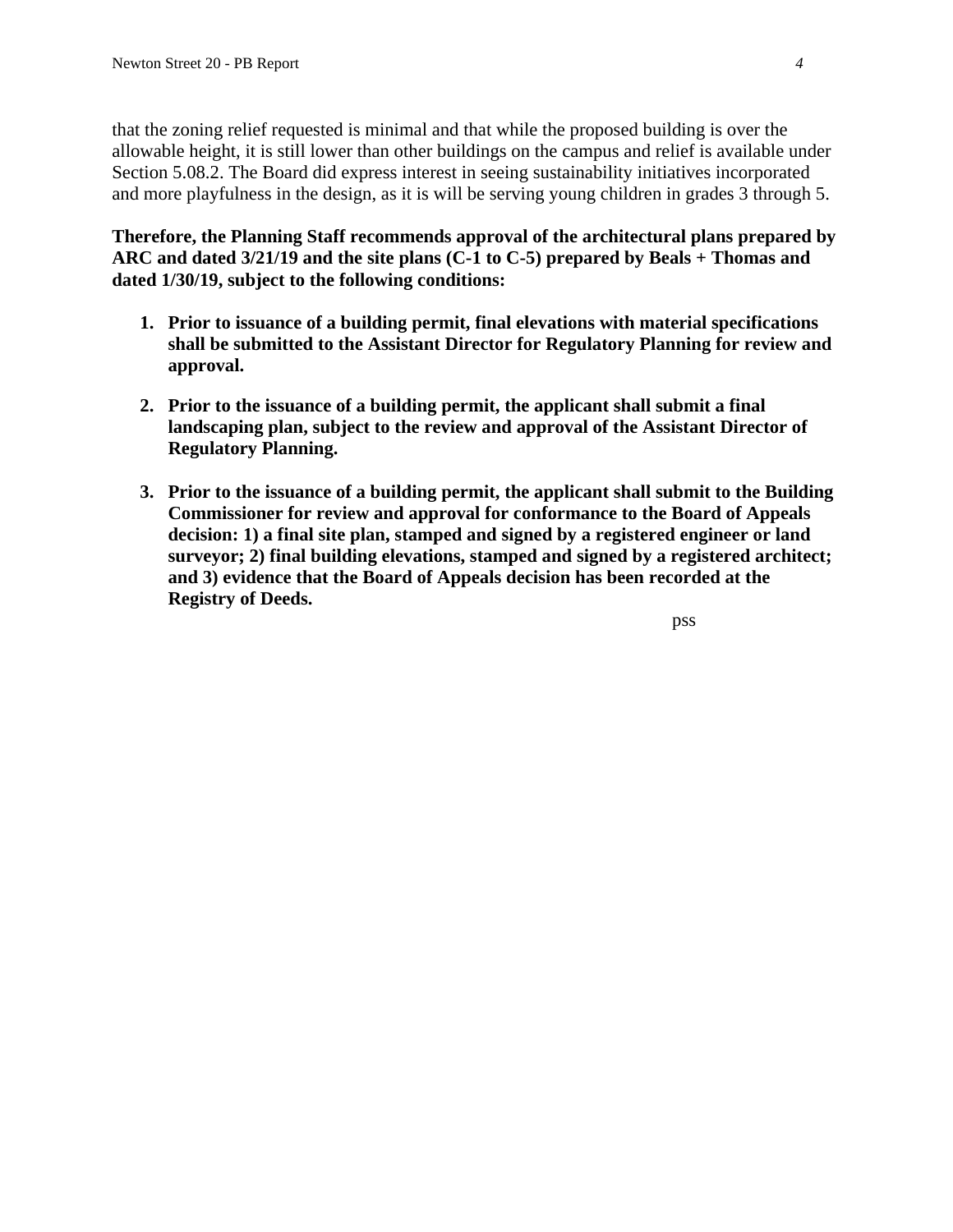that the zoning relief requested is minimal and that while the proposed building is over the allowable height, it is still lower than other buildings on the campus and relief is available under Section 5.08.2. The Board did express interest in seeing sustainability initiatives incorporated and more playfulness in the design, as it is will be serving young children in grades 3 through 5.

**Therefore, the Planning Staff recommends approval of the architectural plans prepared by ARC and dated 3/21/19 and the site plans (C-1 to C-5) prepared by Beals + Thomas and dated 1/30/19, subject to the following conditions:**

1. **Prior to issuance of a building permit, final elevations with material specifications shall be submitted to the Assistant Director for Regulatory Planning for review and approval.**

2. **Prior to the issuance of a building permit, the applicant shall submit a final landscaping plan, subject to the review and approval of the Assistant Director of Regulatory Planning.**

3. **Prior to the issuance of a building permit, the applicant shall submit to the Building Commissioner for review and approval for conformance to the Board of Appeals decision: 1) a final site plan, stamped and signed by a registered engineer or land surveyor; 2) final building elevations, stamped and signed by a registered architect; and 3) evidence that the Board of Appeals decision has been recorded at the Registry of Deeds.**

pss